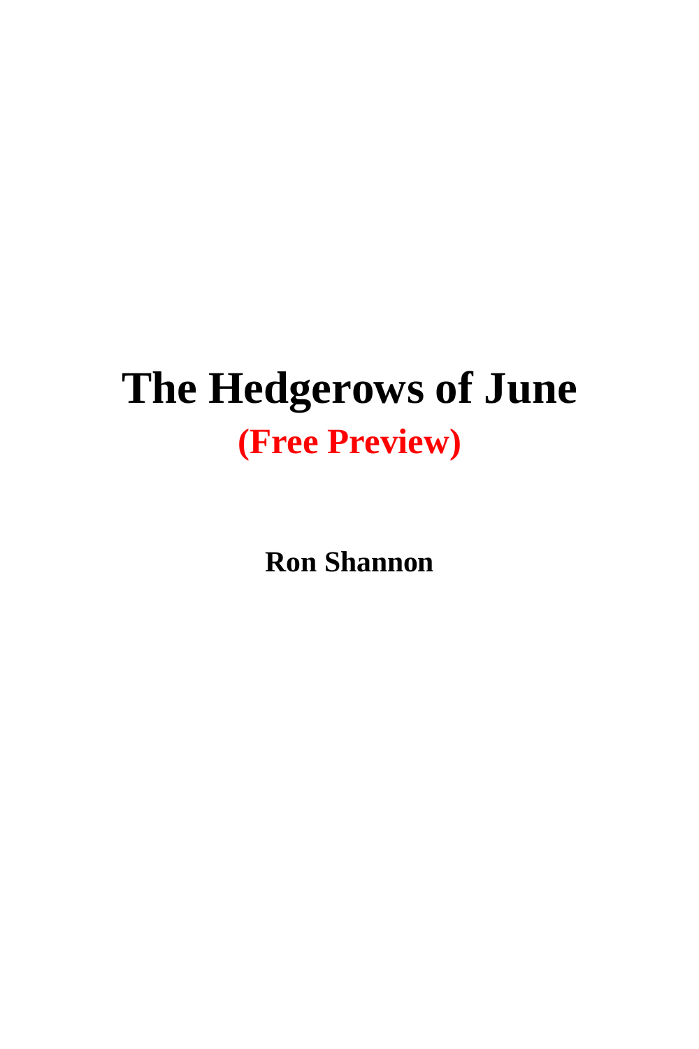# The Hedgerows of June

**(Free Preview)**

**Ron Shannon**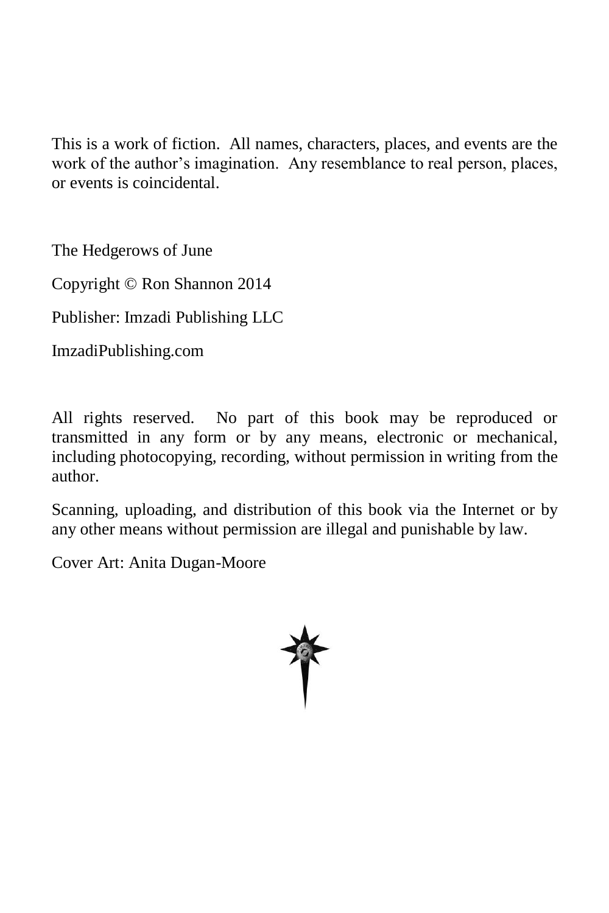This is a work of fiction. All names, characters, places, and events are the work of the author's imagination. Any resemblance to real person, places, or events is coincidental.

The Hedgerows of June

Copyright © Ron Shannon 2014

Publisher: Imzadi Publishing LLC

ImzadiPublishing.com

All rights reserved. No part of this book may be reproduced or transmitted in any form or by any means, electronic or mechanical, including photocopying, recording, without permission in writing from the author.

Scanning, uploading, and distribution of this book via the Internet or by any other means without permission are illegal and punishable by law.

Cover Art: Anita Dugan-Moore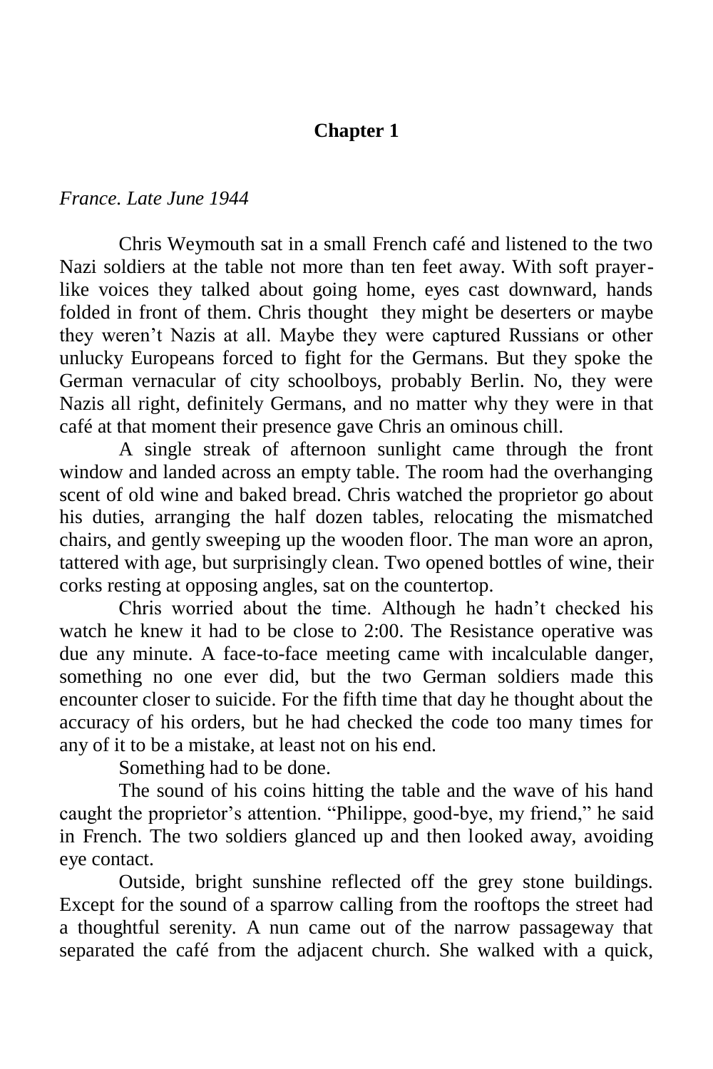## Chapter 1

*France. Late June 1944*

Chris Weymouth sat in a small French café and listened to the two Nazi soldiers at the table not more than ten feet away. With soft prayer-like voices they talked about going home, eyes cast downward, hands folded in front of them. Chris thought they might be deserters or maybe they weren't Nazis at all. Maybe they were captured Russians or other unlucky Europeans forced to fight for the Germans. But they spoke the German vernacular of city schoolboys, probably Berlin. No, they were Nazis all right, definitely Germans, and no matter why they were in that café at that moment their presence gave Chris an ominous chill.

A single streak of afternoon sunlight came through the front window and landed across an empty table. The room had the overhanging scent of old wine and baked bread. Chris watched the proprietor go about his duties, arranging the half dozen tables, relocating the mismatched chairs, and gently sweeping up the wooden floor. The man wore an apron, tattered with age, but surprisingly clean. Two opened bottles of wine, their corks resting at opposing angles, sat on the countertop.

Chris worried about the time. Although he hadn't checked his watch he knew it had to be close to 2:00. The Resistance operative was due any minute. A face-to-face meeting came with incalculable danger, something no one ever did, but the two German soldiers made this encounter closer to suicide. For the fifth time that day he thought about the accuracy of his orders, but he had checked the code too many times for any of it to be a mistake, at least not on his end.

Something had to be done.

The sound of his coins hitting the table and the wave of his hand caught the proprietor's attention. "Philippe, good-bye, my friend," he said in French. The two soldiers glanced up and then looked away, avoiding eye contact.

Outside, bright sunshine reflected off the grey stone buildings. Except for the sound of a sparrow calling from the rooftops the street had a thoughtful serenity. A nun came out of the narrow passageway that separated the café from the adjacent church. She walked with a quick,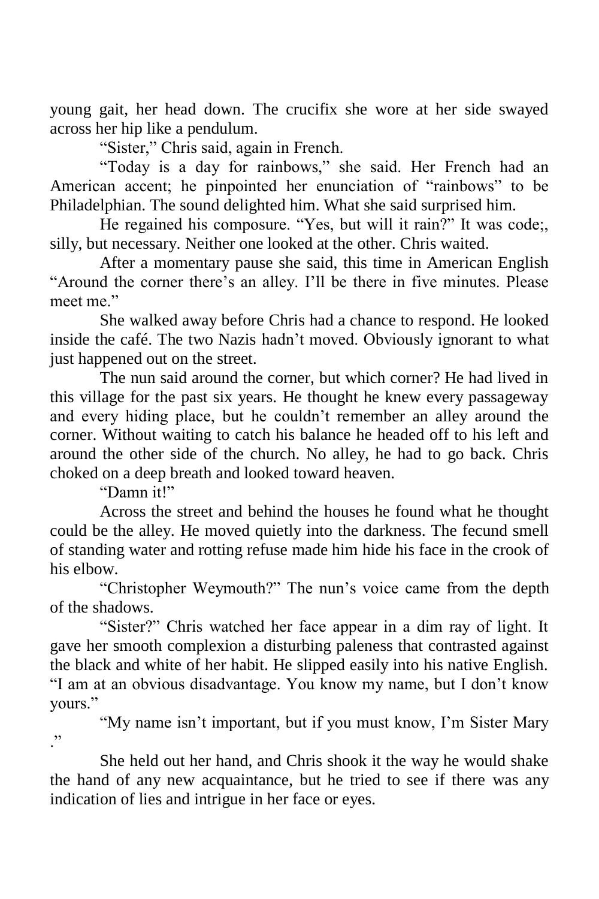young gait, her head down. The crucifix she wore at her side swayed across her hip like a pendulum.

"Sister," Chris said, again in French.

"Today is a day for rainbows," she said. Her French had an American accent; he pinpointed her enunciation of "rainbows" to be Philadelphian. The sound delighted him. What she said surprised him.

He regained his composure. "Yes, but will it rain?" It was code;, silly, but necessary. Neither one looked at the other. Chris waited.

After a momentary pause she said, this time in American English "Around the corner there's an alley. I'll be there in five minutes. Please meet me."

She walked away before Chris had a chance to respond. He looked inside the café. The two Nazis hadn't moved. Obviously ignorant to what just happened out on the street.

The nun said around the corner, but which corner? He had lived in this village for the past six years. He thought he knew every passageway and every hiding place, but he couldn't remember an alley around the corner. Without waiting to catch his balance he headed off to his left and around the other side of the church. No alley, he had to go back. Chris choked on a deep breath and looked toward heaven.

"Damn it!"

Across the street and behind the houses he found what he thought could be the alley. He moved quietly into the darkness. The fecund smell of standing water and rotting refuse made him hide his face in the crook of his elbow.

"Christopher Weymouth?" The nun's voice came from the depth of the shadows.

"Sister?" Chris watched her face appear in a dim ray of light. It gave her smooth complexion a disturbing paleness that contrasted against the black and white of her habit. He slipped easily into his native English. "I am at an obvious disadvantage. You know my name, but I don't know yours."

"My name isn't important, but if you must know, I'm Sister Mary ."

She held out her hand, and Chris shook it the way he would shake the hand of any new acquaintance, but he tried to see if there was any indication of lies and intrigue in her face or eyes.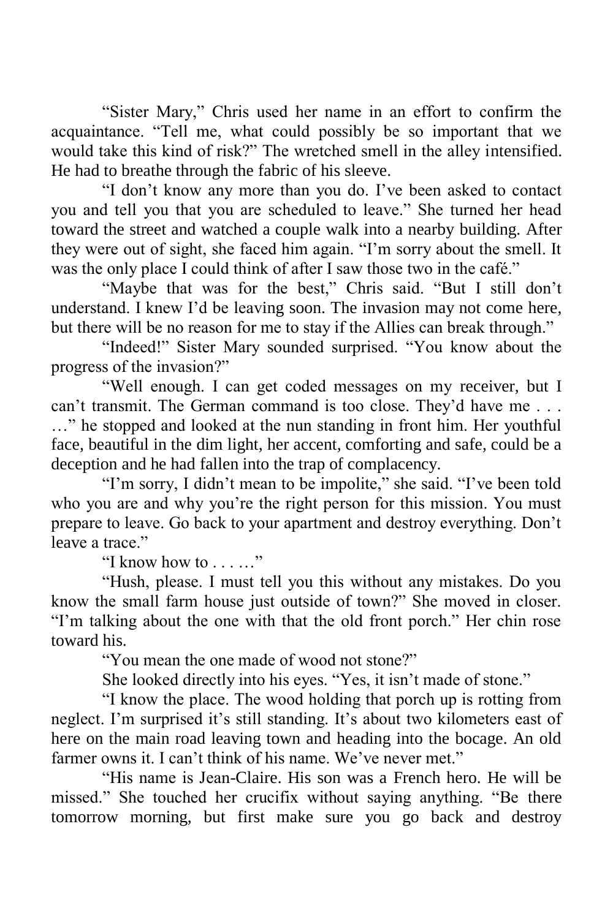"Sister Mary," Chris used her name in an effort to confirm the acquaintance. "Tell me, what could possibly be so important that we would take this kind of risk?" The wretched smell in the alley intensified. He had to breathe through the fabric of his sleeve.

"I don't know any more than you do. I've been asked to contact you and tell you that you are scheduled to leave." She turned her head toward the street and watched a couple walk into a nearby building. After they were out of sight, she faced him again. "I'm sorry about the smell. It was the only place I could think of after I saw those two in the café."

"Maybe that was for the best," Chris said. "But I still don't understand. I knew I'd be leaving soon. The invasion may not come here, but there will be no reason for me to stay if the Allies can break through."

"Indeed!" Sister Mary sounded surprised. "You know about the progress of the invasion?"

"Well enough. I can get coded messages on my receiver, but I can't transmit. The German command is too close. They'd have me . . . …" he stopped and looked at the nun standing in front him. Her youthful face, beautiful in the dim light, her accent, comforting and safe, could be a deception and he had fallen into the trap of complacency.

"I'm sorry, I didn't mean to be impolite," she said. "I've been told who you are and why you're the right person for this mission. You must prepare to leave. Go back to your apartment and destroy everything. Don't leave a trace."

"I know how to . . . …"

"Hush, please. I must tell you this without any mistakes. Do you know the small farm house just outside of town?" She moved in closer. "I'm talking about the one with that the old front porch." Her chin rose toward his.

"You mean the one made of wood not stone?"

She looked directly into his eyes. "Yes, it isn't made of stone."

"I know the place. The wood holding that porch up is rotting from neglect. I'm surprised it's still standing. It's about two kilometers east of here on the main road leaving town and heading into the bocage. An old farmer owns it. I can't think of his name. We've never met."

"His name is Jean-Claire. His son was a French hero. He will be missed." She touched her crucifix without saying anything. "Be there tomorrow morning, but first make sure you go back and destroy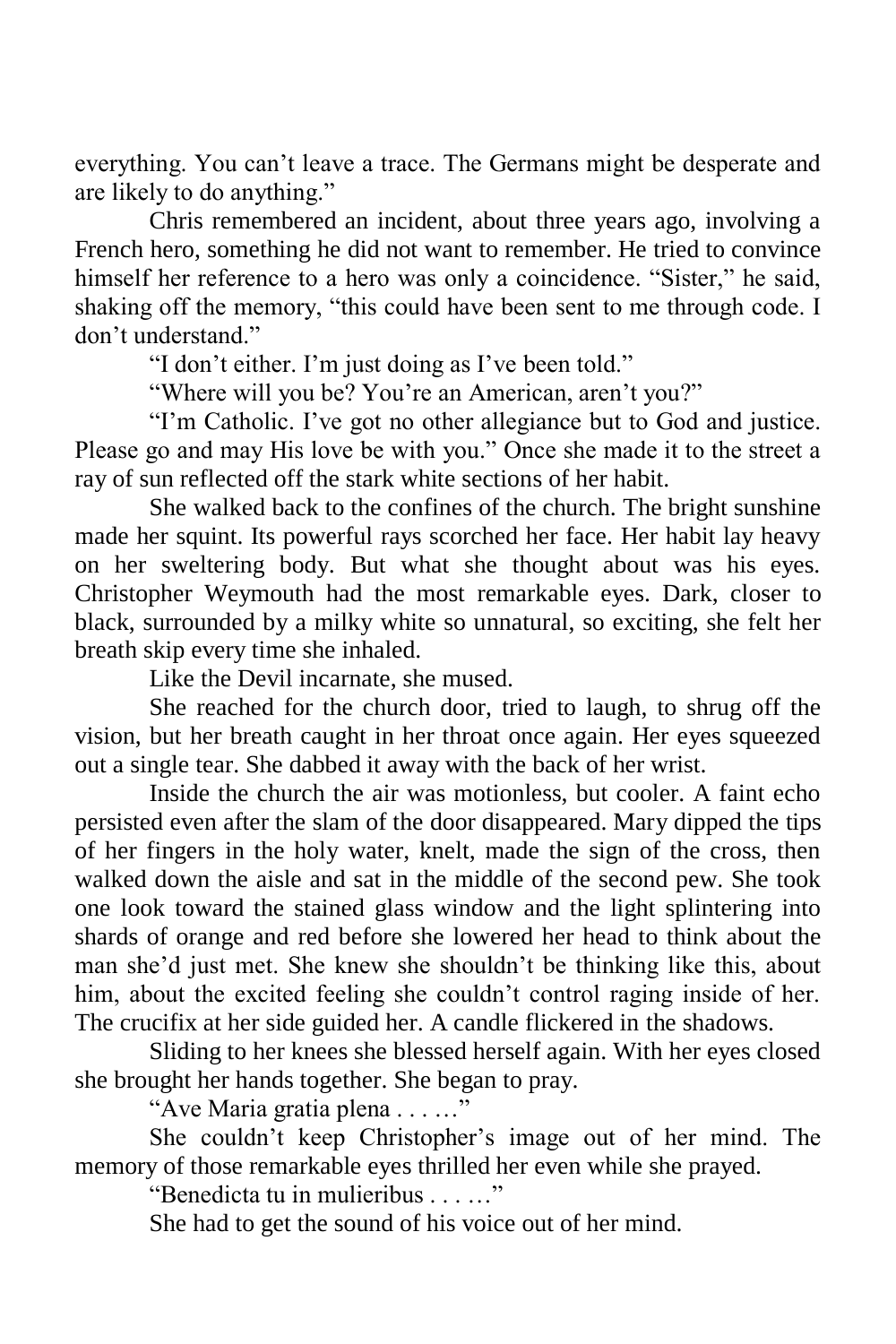everything. You can't leave a trace. The Germans might be desperate and are likely to do anything."

Chris remembered an incident, about three years ago, involving a French hero, something he did not want to remember. He tried to convince himself her reference to a hero was only a coincidence. "Sister," he said, shaking off the memory, "this could have been sent to me through code. I don't understand."

"I don't either. I'm just doing as I've been told."

"Where will you be? You're an American, aren't you?"

"I'm Catholic. I've got no other allegiance but to God and justice. Please go and may His love be with you." Once she made it to the street a ray of sun reflected off the stark white sections of her habit.

She walked back to the confines of the church. The bright sunshine made her squint. Its powerful rays scorched her face. Her habit lay heavy on her sweltering body. But what she thought about was his eyes. Christopher Weymouth had the most remarkable eyes. Dark, closer to black, surrounded by a milky white so unnatural, so exciting, she felt her breath skip every time she inhaled.

Like the Devil incarnate, she mused.

She reached for the church door, tried to laugh, to shrug off the vision, but her breath caught in her throat once again. Her eyes squeezed out a single tear. She dabbed it away with the back of her wrist.

Inside the church the air was motionless, but cooler. A faint echo persisted even after the slam of the door disappeared. Mary dipped the tips of her fingers in the holy water, knelt, made the sign of the cross, then walked down the aisle and sat in the middle of the second pew. She took one look toward the stained glass window and the light splintering into shards of orange and red before she lowered her head to think about the man she'd just met. She knew she shouldn't be thinking like this, about him, about the excited feeling she couldn't control raging inside of her. The crucifix at her side guided her. A candle flickered in the shadows.

Sliding to her knees she blessed herself again. With her eyes closed she brought her hands together. She began to pray.

"Ave Maria gratia plena . . . …"

She couldn't keep Christopher's image out of her mind. The memory of those remarkable eyes thrilled her even while she prayed.

"Benedicta tu in mulieribus . . . …"

She had to get the sound of his voice out of her mind.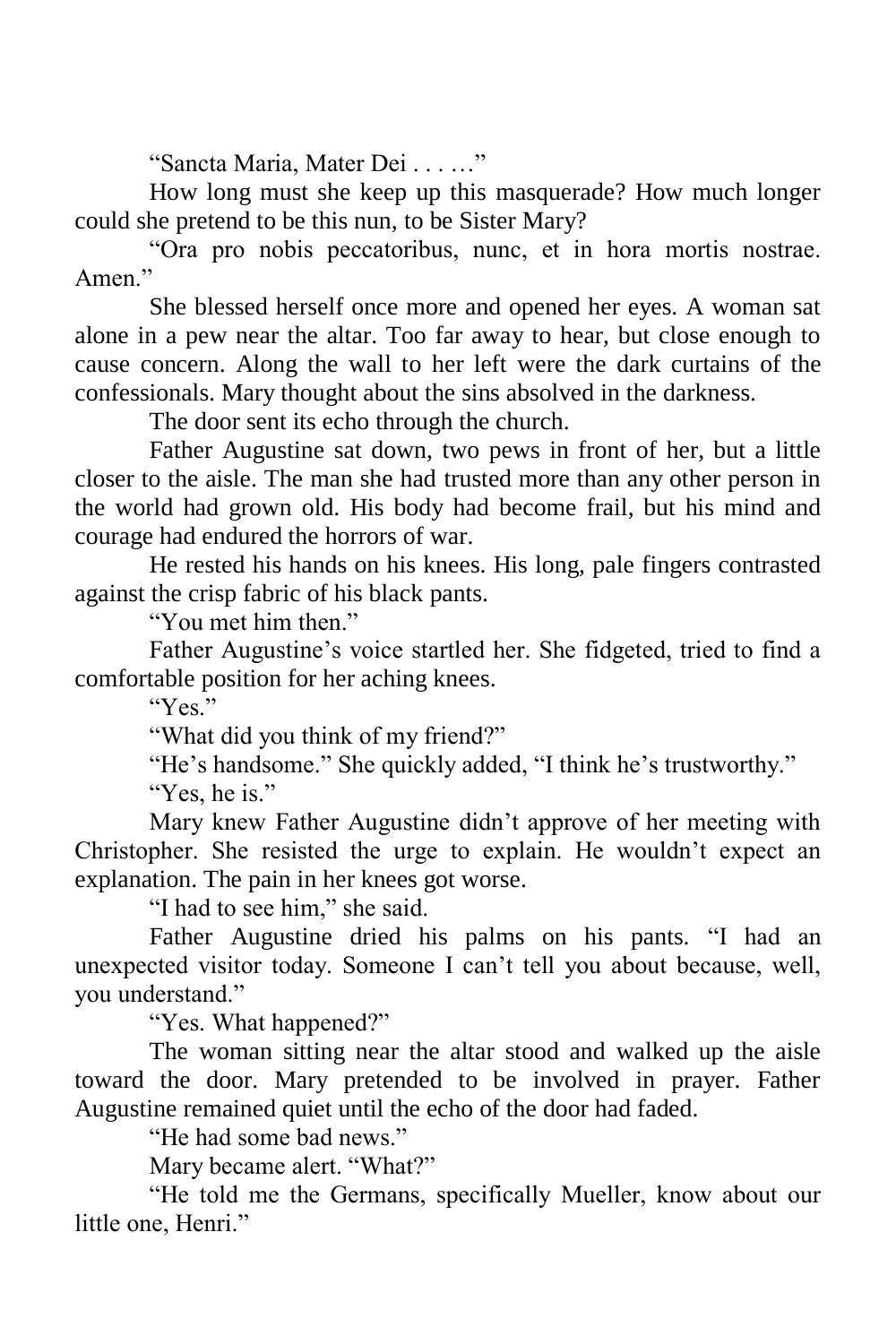"Sancta Maria, Mater Dei . . . …"

How long must she keep up this masquerade? How much longer could she pretend to be this nun, to be Sister Mary?

"Ora pro nobis peccatoribus, nunc, et in hora mortis nostrae. Amen."

She blessed herself once more and opened her eyes. A woman sat alone in a pew near the altar. Too far away to hear, but close enough to cause concern. Along the wall to her left were the dark curtains of the confessionals. Mary thought about the sins absolved in the darkness.

The door sent its echo through the church.

Father Augustine sat down, two pews in front of her, but a little closer to the aisle. The man she had trusted more than any other person in the world had grown old. His body had become frail, but his mind and courage had endured the horrors of war.

He rested his hands on his knees. His long, pale fingers contrasted against the crisp fabric of his black pants.

"You met him then."

Father Augustine's voice startled her. She fidgeted, tried to find a comfortable position for her aching knees.

"Yes."

"What did you think of my friend?"

"He's handsome." She quickly added, "I think he's trustworthy."

"Yes, he is."

Mary knew Father Augustine didn't approve of her meeting with Christopher. She resisted the urge to explain. He wouldn't expect an explanation. The pain in her knees got worse.

"I had to see him," she said.

Father Augustine dried his palms on his pants. "I had an unexpected visitor today. Someone I can't tell you about because, well, you understand."

"Yes. What happened?"

The woman sitting near the altar stood and walked up the aisle toward the door. Mary pretended to be involved in prayer. Father Augustine remained quiet until the echo of the door had faded.

"He had some bad news."

Mary became alert. "What?"

"He told me the Germans, specifically Mueller, know about our little one, Henri."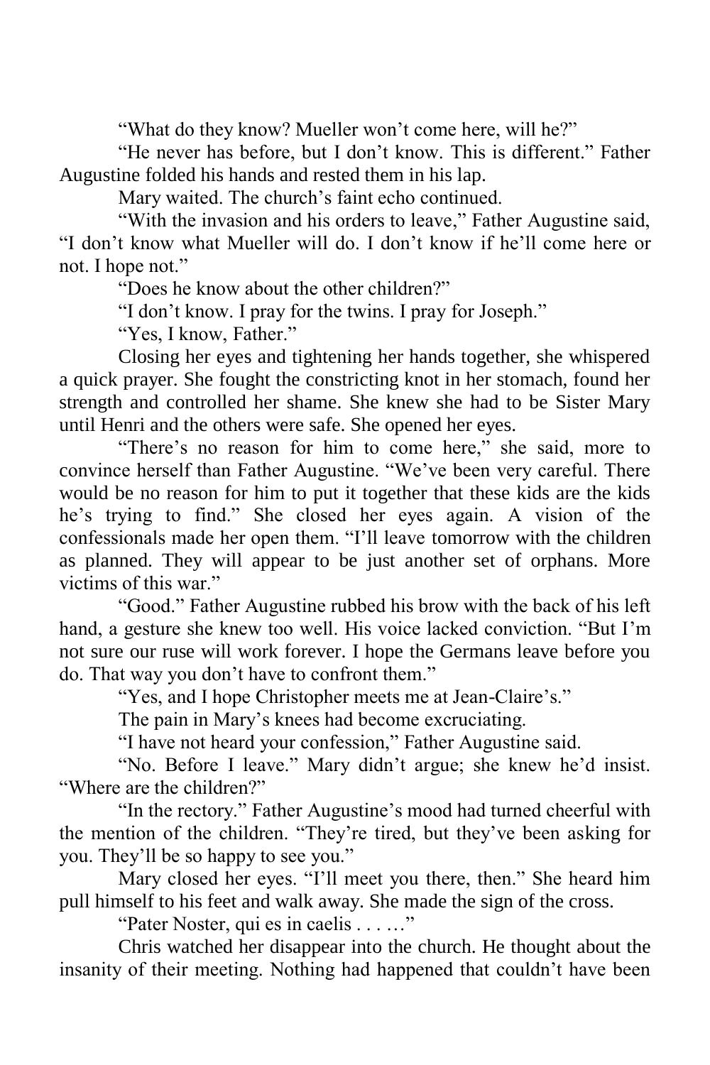"What do they know? Mueller won't come here, will he?"

"He never has before, but I don't know. This is different." Father Augustine folded his hands and rested them in his lap.

Mary waited. The church's faint echo continued.

"With the invasion and his orders to leave," Father Augustine said, "I don't know what Mueller will do. I don't know if he'll come here or not. I hope not."

"Does he know about the other children?"

"I don't know. I pray for the twins. I pray for Joseph."

"Yes, I know, Father."

Closing her eyes and tightening her hands together, she whispered a quick prayer. She fought the constricting knot in her stomach, found her strength and controlled her shame. She knew she had to be Sister Mary until Henri and the others were safe. She opened her eyes.

"There's no reason for him to come here," she said, more to convince herself than Father Augustine. "We've been very careful. There would be no reason for him to put it together that these kids are the kids he's trying to find." She closed her eyes again. A vision of the confessionals made her open them. "I'll leave tomorrow with the children as planned. They will appear to be just another set of orphans. More victims of this war."

"Good." Father Augustine rubbed his brow with the back of his left hand, a gesture she knew too well. His voice lacked conviction. "But I'm not sure our ruse will work forever. I hope the Germans leave before you do. That way you don't have to confront them."

"Yes, and I hope Christopher meets me at Jean-Claire's."

The pain in Mary's knees had become excruciating.

"I have not heard your confession," Father Augustine said.

"No. Before I leave." Mary didn't argue; she knew he'd insist. "Where are the children?"

"In the rectory." Father Augustine's mood had turned cheerful with the mention of the children. "They're tired, but they've been asking for you. They'll be so happy to see you."

Mary closed her eyes. "I'll meet you there, then." She heard him pull himself to his feet and walk away. She made the sign of the cross.

"Pater Noster, qui es in caelis . . . . .."

Chris watched her disappear into the church. He thought about the insanity of their meeting. Nothing had happened that couldn't have been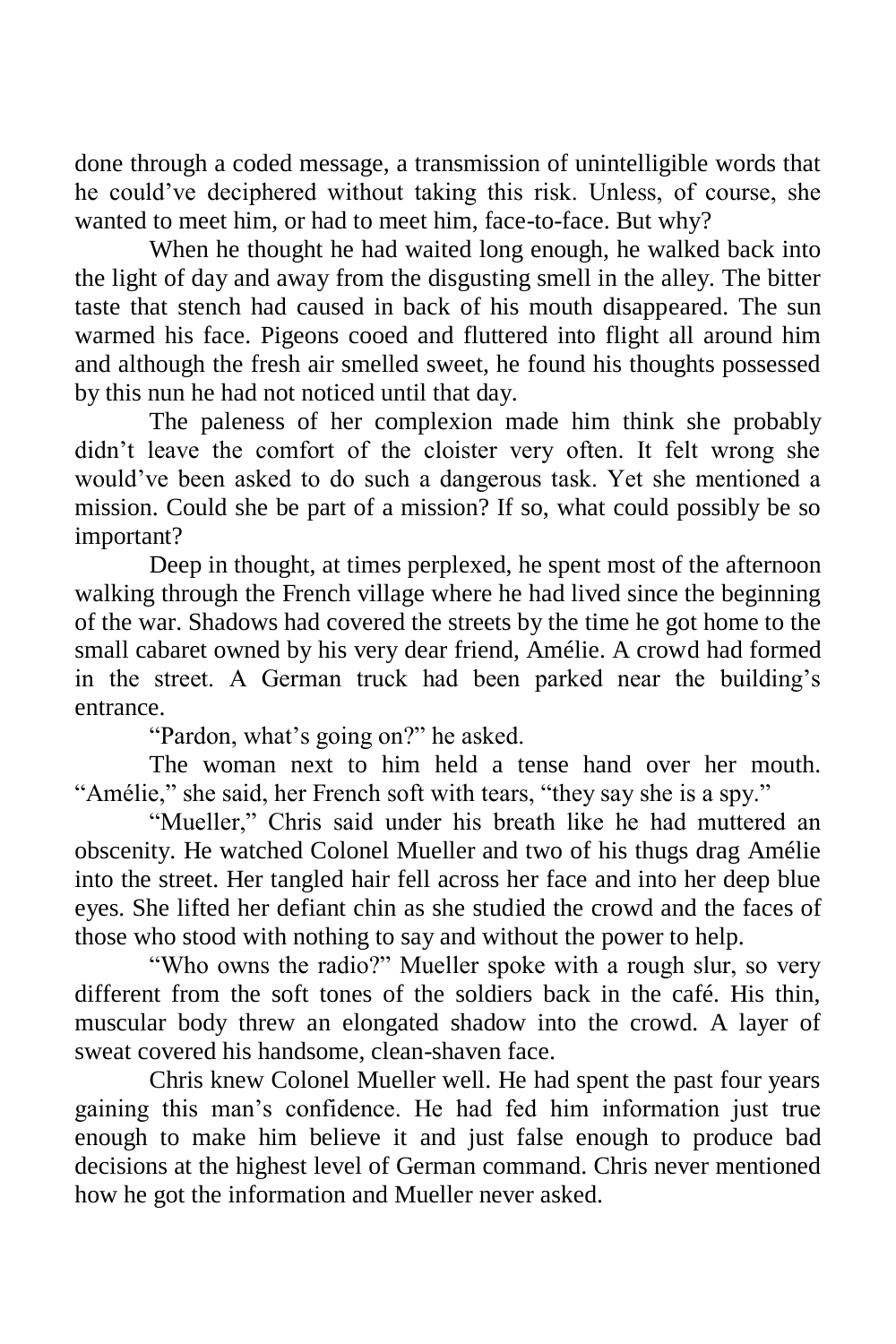done through a coded message, a transmission of unintelligible words that he could've deciphered without taking this risk. Unless, of course, she wanted to meet him, or had to meet him, face-to-face. But why?

When he thought he had waited long enough, he walked back into the light of day and away from the disgusting smell in the alley. The bitter taste that stench had caused in back of his mouth disappeared. The sun warmed his face. Pigeons cooed and fluttered into flight all around him and although the fresh air smelled sweet, he found his thoughts possessed by this nun he had not noticed until that day.

The paleness of her complexion made him think she probably didn't leave the comfort of the cloister very often. It felt wrong she would've been asked to do such a dangerous task. Yet she mentioned a mission. Could she be part of a mission? If so, what could possibly be so important?

Deep in thought, at times perplexed, he spent most of the afternoon walking through the French village where he had lived since the beginning of the war. Shadows had covered the streets by the time he got home to the small cabaret owned by his very dear friend, Amélie. A crowd had formed in the street. A German truck had been parked near the building's entrance.

"Pardon, what's going on?" he asked.

The woman next to him held a tense hand over her mouth. "Amélie," she said, her French soft with tears, "they say she is a spy."

"Mueller," Chris said under his breath like he had muttered an obscenity. He watched Colonel Mueller and two of his thugs drag Amélie into the street. Her tangled hair fell across her face and into her deep blue eyes. She lifted her defiant chin as she studied the crowd and the faces of those who stood with nothing to say and without the power to help.

"Who owns the radio?" Mueller spoke with a rough slur, so very different from the soft tones of the soldiers back in the café. His thin, muscular body threw an elongated shadow into the crowd. A layer of sweat covered his handsome, clean-shaven face.

Chris knew Colonel Mueller well. He had spent the past four years gaining this man's confidence. He had fed him information just true enough to make him believe it and just false enough to produce bad decisions at the highest level of German command. Chris never mentioned how he got the information and Mueller never asked.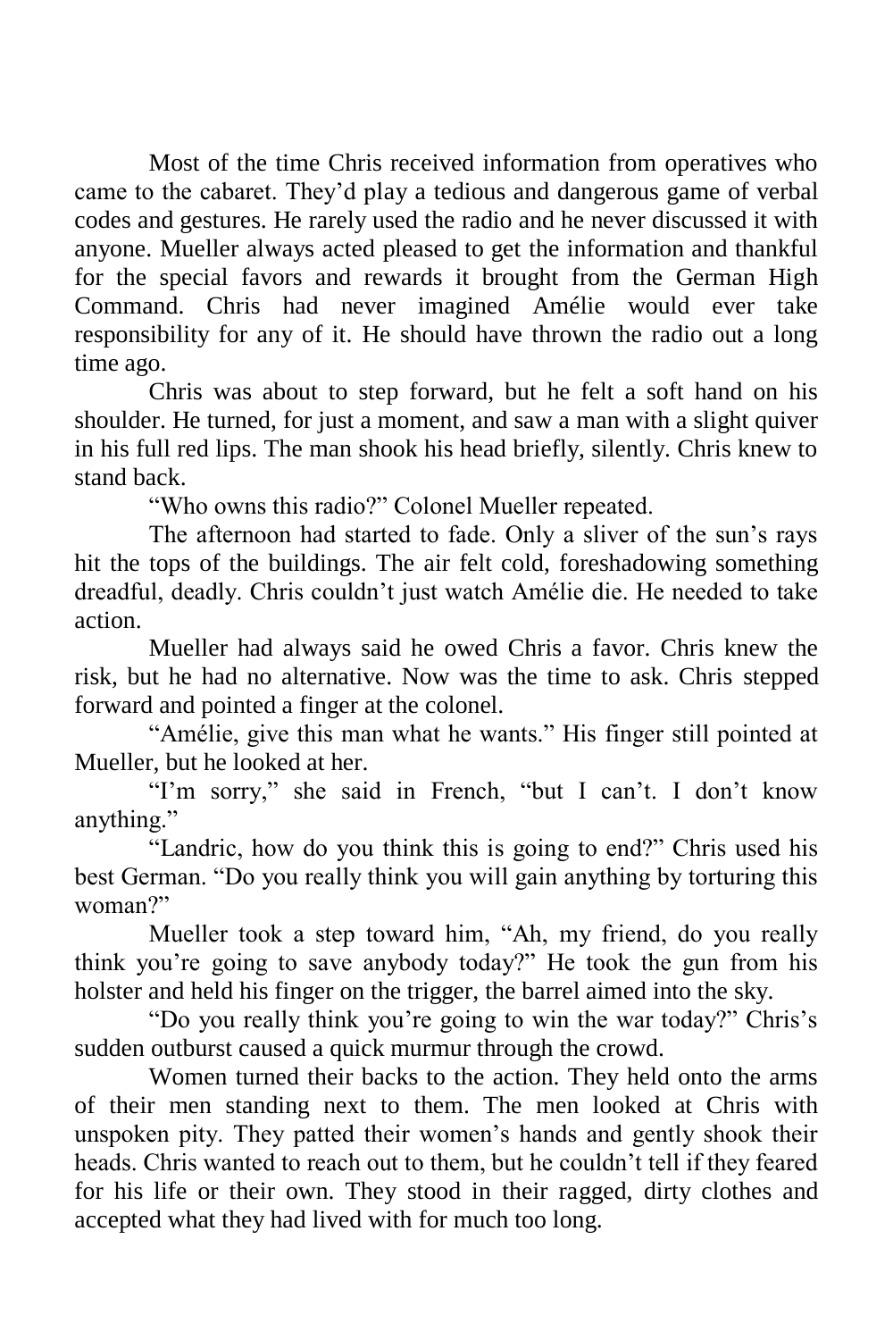Most of the time Chris received information from operatives who came to the cabaret. They'd play a tedious and dangerous game of verbal codes and gestures. He rarely used the radio and he never discussed it with anyone. Mueller always acted pleased to get the information and thankful for the special favors and rewards it brought from the German High Command. Chris had never imagined Amélie would ever take responsibility for any of it. He should have thrown the radio out a long time ago.

Chris was about to step forward, but he felt a soft hand on his shoulder. He turned, for just a moment, and saw a man with a slight quiver in his full red lips. The man shook his head briefly, silently. Chris knew to stand back.

"Who owns this radio?" Colonel Mueller repeated.

The afternoon had started to fade. Only a sliver of the sun's rays hit the tops of the buildings. The air felt cold, foreshadowing something dreadful, deadly. Chris couldn't just watch Amélie die. He needed to take action.

Mueller had always said he owed Chris a favor. Chris knew the risk, but he had no alternative. Now was the time to ask. Chris stepped forward and pointed a finger at the colonel.

"Amélie, give this man what he wants." His finger still pointed at Mueller, but he looked at her.

"I'm sorry," she said in French, "but I can't. I don't know anything."

"Landric, how do you think this is going to end?" Chris used his best German. "Do you really think you will gain anything by torturing this woman?"

Mueller took a step toward him, "Ah, my friend, do you really think you're going to save anybody today?" He took the gun from his holster and held his finger on the trigger, the barrel aimed into the sky.

"Do you really think you're going to win the war today?" Chris's sudden outburst caused a quick murmur through the crowd.

Women turned their backs to the action. They held onto the arms of their men standing next to them. The men looked at Chris with unspoken pity. They patted their women's hands and gently shook their heads. Chris wanted to reach out to them, but he couldn't tell if they feared for his life or their own. They stood in their ragged, dirty clothes and accepted what they had lived with for much too long.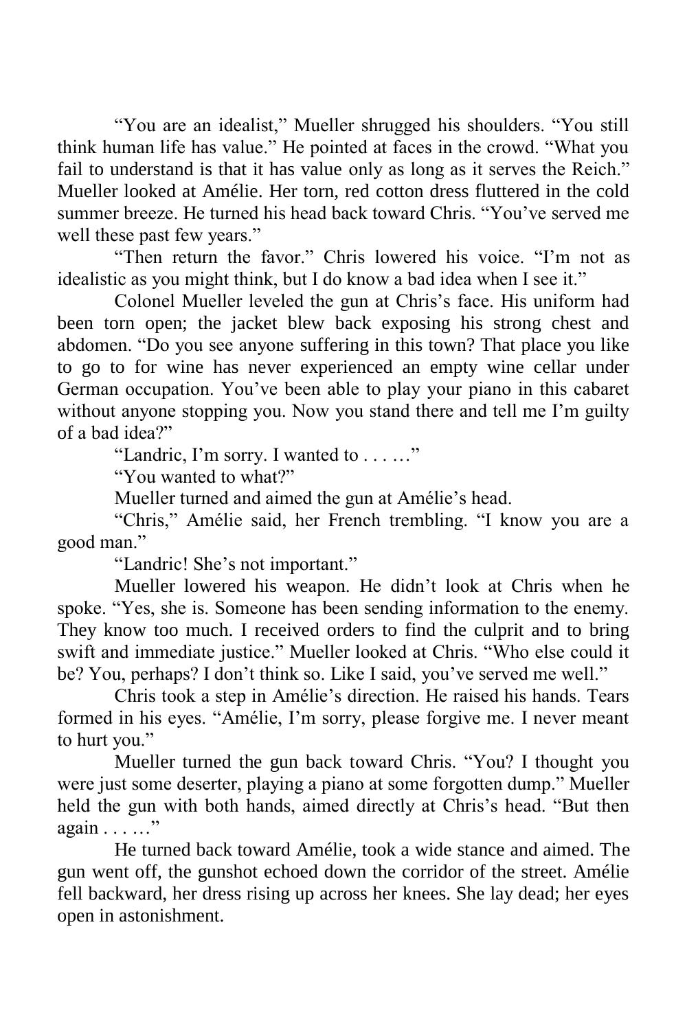"You are an idealist," Mueller shrugged his shoulders. "You still think human life has value." He pointed at faces in the crowd. "What you fail to understand is that it has value only as long as it serves the Reich." Mueller looked at Amélie. Her torn, red cotton dress fluttered in the cold summer breeze. He turned his head back toward Chris. "You've served me well these past few years."

"Then return the favor." Chris lowered his voice. "I'm not as idealistic as you might think, but I do know a bad idea when I see it."

Colonel Mueller leveled the gun at Chris's face. His uniform had been torn open; the jacket blew back exposing his strong chest and abdomen. "Do you see anyone suffering in this town? That place you like to go to for wine has never experienced an empty wine cellar under German occupation. You've been able to play your piano in this cabaret without anyone stopping you. Now you stand there and tell me I'm guilty of a bad idea?"

"Landric, I'm sorry. I wanted to . . . …"

"You wanted to what?"

Mueller turned and aimed the gun at Amélie's head.

"Chris," Amélie said, her French trembling. "I know you are a good man."

"Landric! She's not important."

Mueller lowered his weapon. He didn't look at Chris when he spoke. "Yes, she is. Someone has been sending information to the enemy. They know too much. I received orders to find the culprit and to bring swift and immediate justice." Mueller looked at Chris. "Who else could it be? You, perhaps? I don't think so. Like I said, you've served me well."

Chris took a step in Amélie's direction. He raised his hands. Tears formed in his eyes. "Amélie, I'm sorry, please forgive me. I never meant to hurt you."

Mueller turned the gun back toward Chris. "You? I thought you were just some deserter, playing a piano at some forgotten dump." Mueller held the gun with both hands, aimed directly at Chris's head. "But then again . . . …"

He turned back toward Amélie, took a wide stance and aimed. The gun went off, the gunshot echoed down the corridor of the street. Amélie fell backward, her dress rising up across her knees. She lay dead; her eyes open in astonishment.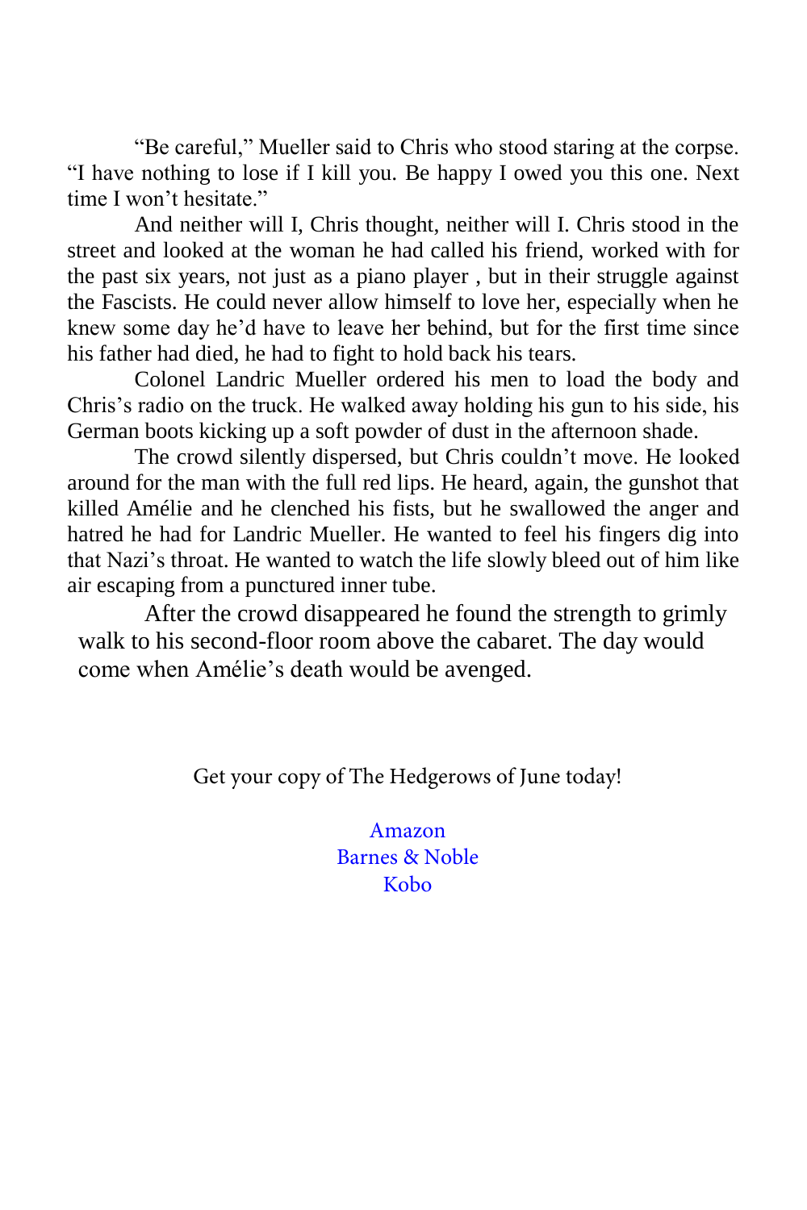"Be careful," Mueller said to Chris who stood staring at the corpse. "I have nothing to lose if I kill you. Be happy I owed you this one. Next time I won't hesitate."

And neither will I, Chris thought, neither will I. Chris stood in the street and looked at the woman he had called his friend, worked with for the past six years, not just as a piano player , but in their struggle against the Fascists. He could never allow himself to love her, especially when he knew some day he'd have to leave her behind, but for the first time since his father had died, he had to fight to hold back his tears.

Colonel Landric Mueller ordered his men to load the body and Chris's radio on the truck. He walked away holding his gun to his side, his German boots kicking up a soft powder of dust in the afternoon shade.

The crowd silently dispersed, but Chris couldn't move. He looked around for the man with the full red lips. He heard, again, the gunshot that killed Amélie and he clenched his fists, but he swallowed the anger and hatred he had for Landric Mueller. He wanted to feel his fingers dig into that Nazi's throat. He wanted to watch the life slowly bleed out of him like air escaping from a punctured inner tube.

After the crowd disappeared he found the strength to grimly walk to his second-floor room above the cabaret. The day would come when Amélie's death would be avenged.

Get your copy of The Hedgerows of June today!

Amazon
Barnes & Noble
Kobo